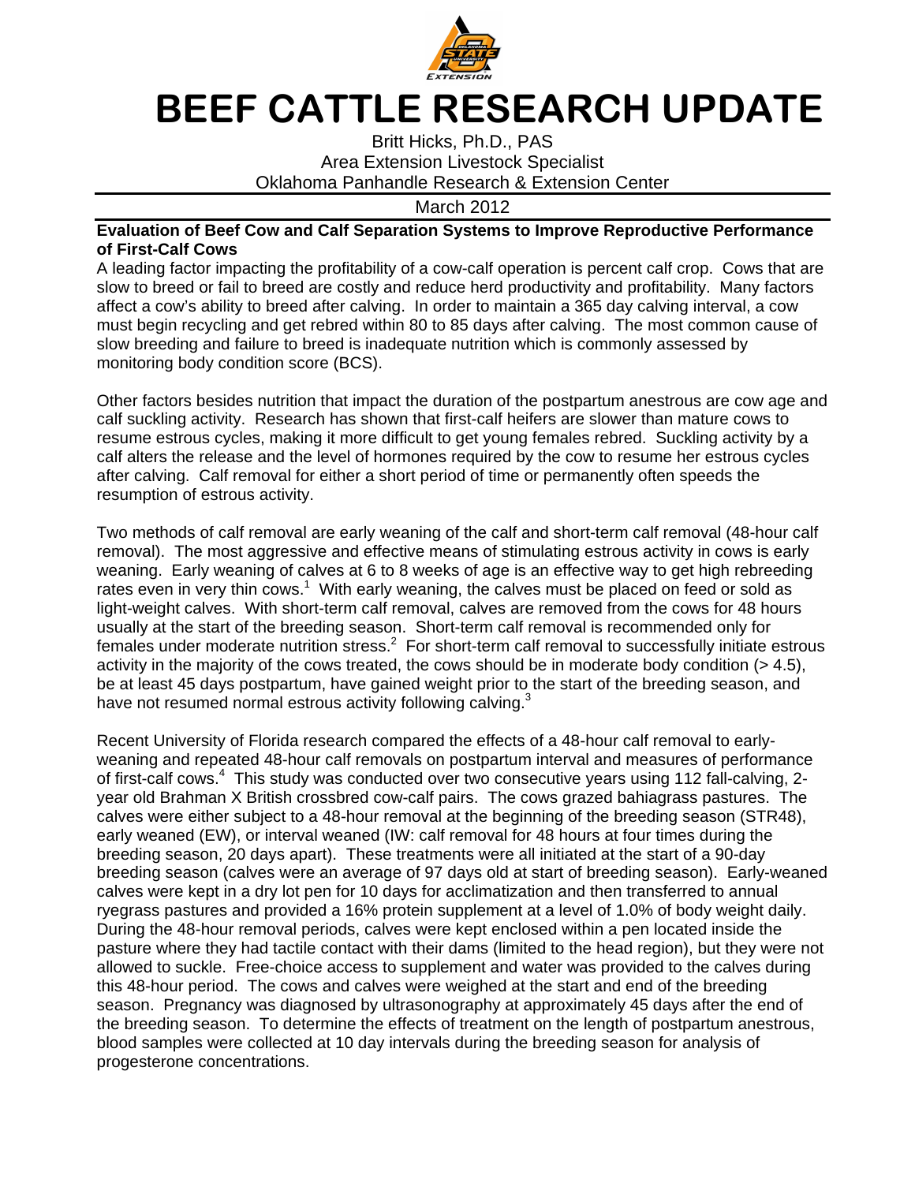# BEEF CATTLE RESEARCH UPDATE

Britt Hicks, Ph.D., PAS
Area Extension Livestock Specialist
Oklahoma Panhandle Research & Extension Center

March 2012

**Evaluation of Beef Cow and Calf Separation Systems to Improve Reproductive Performance of First-Calf Cows**

A leading factor impacting the profitability of a cow-calf operation is percent calf crop. Cows that are slow to breed or fail to breed are costly and reduce herd productivity and profitability. Many factors affect a cow's ability to breed after calving. In order to maintain a 365 day calving interval, a cow must begin recycling and get rebred within 80 to 85 days after calving. The most common cause of slow breeding and failure to breed is inadequate nutrition which is commonly assessed by monitoring body condition score (BCS).

Other factors besides nutrition that impact the duration of the postpartum anestrous are cow age and calf suckling activity. Research has shown that first-calf heifers are slower than mature cows to resume estrous cycles, making it more difficult to get young females rebred. Suckling activity by a calf alters the release and the level of hormones required by the cow to resume her estrous cycles after calving. Calf removal for either a short period of time or permanently often speeds the resumption of estrous activity.

Two methods of calf removal are early weaning of the calf and short-term calf removal (48-hour calf removal). The most aggressive and effective means of stimulating estrous activity in cows is early weaning. Early weaning of calves at 6 to 8 weeks of age is an effective way to get high rebreeding rates even in very thin cows.[1] With early weaning, the calves must be placed on feed or sold as light-weight calves. With short-term calf removal, calves are removed from the cows for 48 hours usually at the start of the breeding season. Short-term calf removal is recommended only for females under moderate nutrition stress.[2] For short-term calf removal to successfully initiate estrous activity in the majority of the cows treated, the cows should be in moderate body condition (> 4.5), be at least 45 days postpartum, have gained weight prior to the start of the breeding season, and have not resumed normal estrous activity following calving.[3]

Recent University of Florida research compared the effects of a 48-hour calf removal to early-weaning and repeated 48-hour calf removals on postpartum interval and measures of performance of first-calf cows.[4] This study was conducted over two consecutive years using 112 fall-calving, 2-year old Brahman X British crossbred cow-calf pairs. The cows grazed bahiagrass pastures. The calves were either subject to a 48-hour removal at the beginning of the breeding season (STR48), early weaned (EW), or interval weaned (IW: calf removal for 48 hours at four times during the breeding season, 20 days apart). These treatments were all initiated at the start of a 90-day breeding season (calves were an average of 97 days old at start of breeding season). Early-weaned calves were kept in a dry lot pen for 10 days for acclimatization and then transferred to annual ryegrass pastures and provided a 16% protein supplement at a level of 1.0% of body weight daily. During the 48-hour removal periods, calves were kept enclosed within a pen located inside the pasture where they had tactile contact with their dams (limited to the head region), but they were not allowed to suckle. Free-choice access to supplement and water was provided to the calves during this 48-hour period. The cows and calves were weighed at the start and end of the breeding season. Pregnancy was diagnosed by ultrasonography at approximately 45 days after the end of the breeding season. To determine the effects of treatment on the length of postpartum anestrous, blood samples were collected at 10 day intervals during the breeding season for analysis of progesterone concentrations.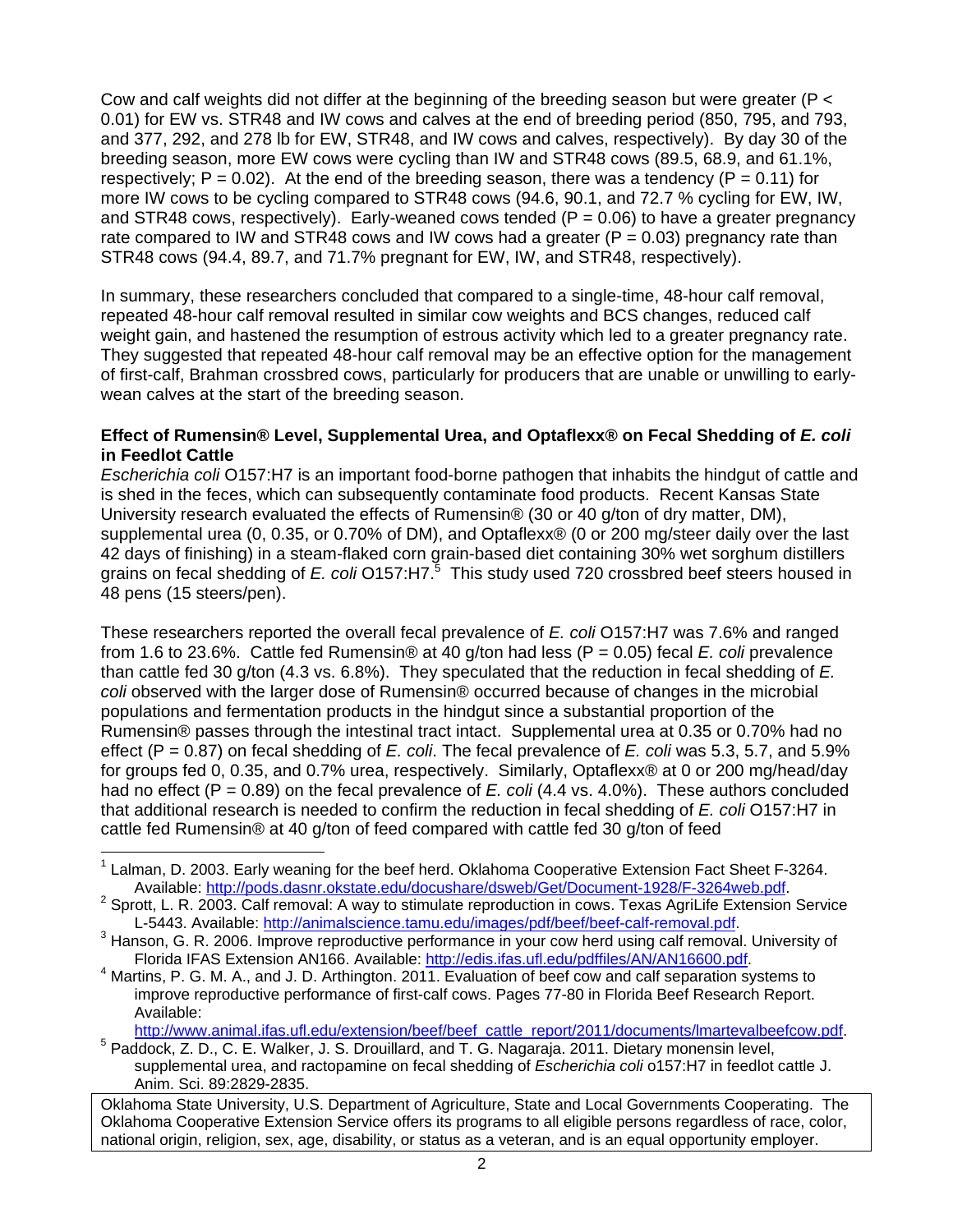Cow and calf weights did not differ at the beginning of the breeding season but were greater ($P < 0.01$) for EW vs. STR48 and IW cows and calves at the end of breeding period (850, 795, and 793, and 377, 292, and 278 lb for EW, STR48, and IW cows and calves, respectively). By day 30 of the breeding season, more EW cows were cycling than IW and STR48 cows (89.5, 68.9, and 61.1%, respectively; $P = 0.02$). At the end of the breeding season, there was a tendency ($P = 0.11$) for more IW cows to be cycling compared to STR48 cows (94.6, 90.1, and 72.7 % cycling for EW, IW, and STR48 cows, respectively). Early-weaned cows tended ($P = 0.06$) to have a greater pregnancy rate compared to IW and STR48 cows and IW cows had a greater ($P = 0.03$) pregnancy rate than STR48 cows (94.4, 89.7, and 71.7% pregnant for EW, IW, and STR48, respectively).

In summary, these researchers concluded that compared to a single-time, 48-hour calf removal, repeated 48-hour calf removal resulted in similar cow weights and BCS changes, reduced calf weight gain, and hastened the resumption of estrous activity which led to a greater pregnancy rate. They suggested that repeated 48-hour calf removal may be an effective option for the management of first-calf, Brahman crossbred cows, particularly for producers that are unable or unwilling to early-wean calves at the start of the breeding season.

**Effect of Rumensin® Level, Supplemental Urea, and Optaflexx® on Fecal Shedding of *E. coli* in Feedlot Cattle**

*Escherichia coli* O157:H7 is an important food-borne pathogen that inhabits the hindgut of cattle and is shed in the feces, which can subsequently contaminate food products. Recent Kansas State University research evaluated the effects of Rumensin® (30 or 40 g/ton of dry matter, DM), supplemental urea (0, 0.35, or 0.70% of DM), and Optaflexx® (0 or 200 mg/steer daily over the last 42 days of finishing) in a steam-flaked corn grain-based diet containing 30% wet sorghum distillers grains on fecal shedding of *E. coli* O157:H7.[5] This study used 720 crossbred beef steers housed in 48 pens (15 steers/pen).

These researchers reported the overall fecal prevalence of *E. coli* O157:H7 was 7.6% and ranged from 1.6 to 23.6%. Cattle fed Rumensin® at 40 g/ton had less ($P = 0.05$) fecal *E. coli* prevalence than cattle fed 30 g/ton (4.3 vs. 6.8%). They speculated that the reduction in fecal shedding of *E. coli* observed with the larger dose of Rumensin® occurred because of changes in the microbial populations and fermentation products in the hindgut since a substantial proportion of the Rumensin® passes through the intestinal tract intact. Supplemental urea at 0.35 or 0.70% had no effect ($P = 0.87$) on fecal shedding of *E. coli*. The fecal prevalence of *E. coli* was 5.3, 5.7, and 5.9% for groups fed 0, 0.35, and 0.7% urea, respectively. Similarly, Optaflexx® at 0 or 200 mg/head/day had no effect ($P = 0.89$) on the fecal prevalence of *E. coli* (4.4 vs. 4.0%). These authors concluded that additional research is needed to confirm the reduction in fecal shedding of *E. coli* O157:H7 in cattle fed Rumensin® at 40 g/ton of feed compared with cattle fed 30 g/ton of feed

---

[1] Lalman, D. 2003. Early weaning for the beef herd. Oklahoma Cooperative Extension Fact Sheet F-3264. Available: http://pods.dasnr.okstate.edu/docushare/dsweb/Get/Document-1928/F-3264web.pdf.

[2] Sprott, L. R. 2003. Calf removal: A way to stimulate reproduction in cows. Texas AgriLife Extension Service L-5443. Available: http://animalscience.tamu.edu/images/pdf/beef/beef-calf-removal.pdf.

[3] Hanson, G. R. 2006. Improve reproductive performance in your cow herd using calf removal. University of Florida IFAS Extension AN166. Available: http://edis.ifas.ufl.edu/pdffiles/AN/AN16600.pdf.

[4] Martins, P. G. M. A., and J. D. Arthington. 2011. Evaluation of beef cow and calf separation systems to improve reproductive performance of first-calf cows. Pages 77-80 in Florida Beef Research Report. Available: http://www.animal.ifas.ufl.edu/extension/beef/beef_cattle_report/2011/documents/lmartevalbeefcow.pdf.

[5] Paddock, Z. D., C. E. Walker, J. S. Drouillard, and T. G. Nagaraja. 2011. Dietary monensin level, supplemental urea, and ractopamine on fecal shedding of *Escherichia coli* o157:H7 in feedlot cattle J. Anim. Sci. 89:2829-2835.

Oklahoma State University, U.S. Department of Agriculture, State and Local Governments Cooperating. The Oklahoma Cooperative Extension Service offers its programs to all eligible persons regardless of race, color, national origin, religion, sex, age, disability, or status as a veteran, and is an equal opportunity employer.